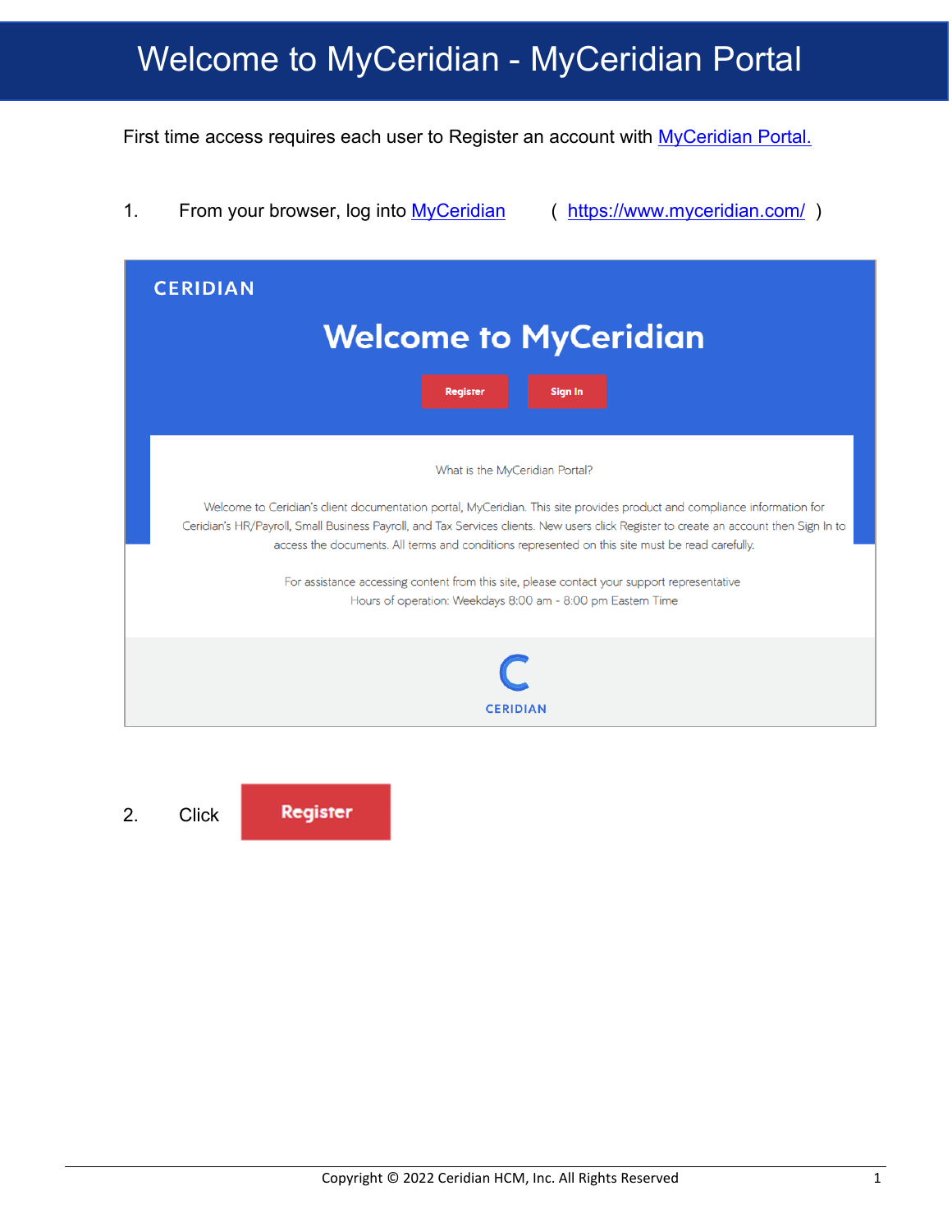# Welcome to MyCeridian - MyCeridian Portal

First time access requires each user to Register an account with MyCeridian Portal.

1. From your browser, log into MyCeridian ( https://www.myceridian.com/ )

CERIDIAN

Welcome to MyCeridian

Register Sign In

What is the MyCeridian Portal?

Welcome to Ceridian's client documentation portal, MyCeridian. This site provides product and compliance information for Ceridian's HR/Payroll, Small Business Payroll, and Tax Services clients. New users click Register to create an account then Sign In to access the documents. All terms and conditions represented on this site must be read carefully.

For assistance accessing content from this site, please contact your support representative
Hours of operation: Weekdays 8:00 am - 8:00 pm Eastern Time

CERIDIAN

2. Click **Register**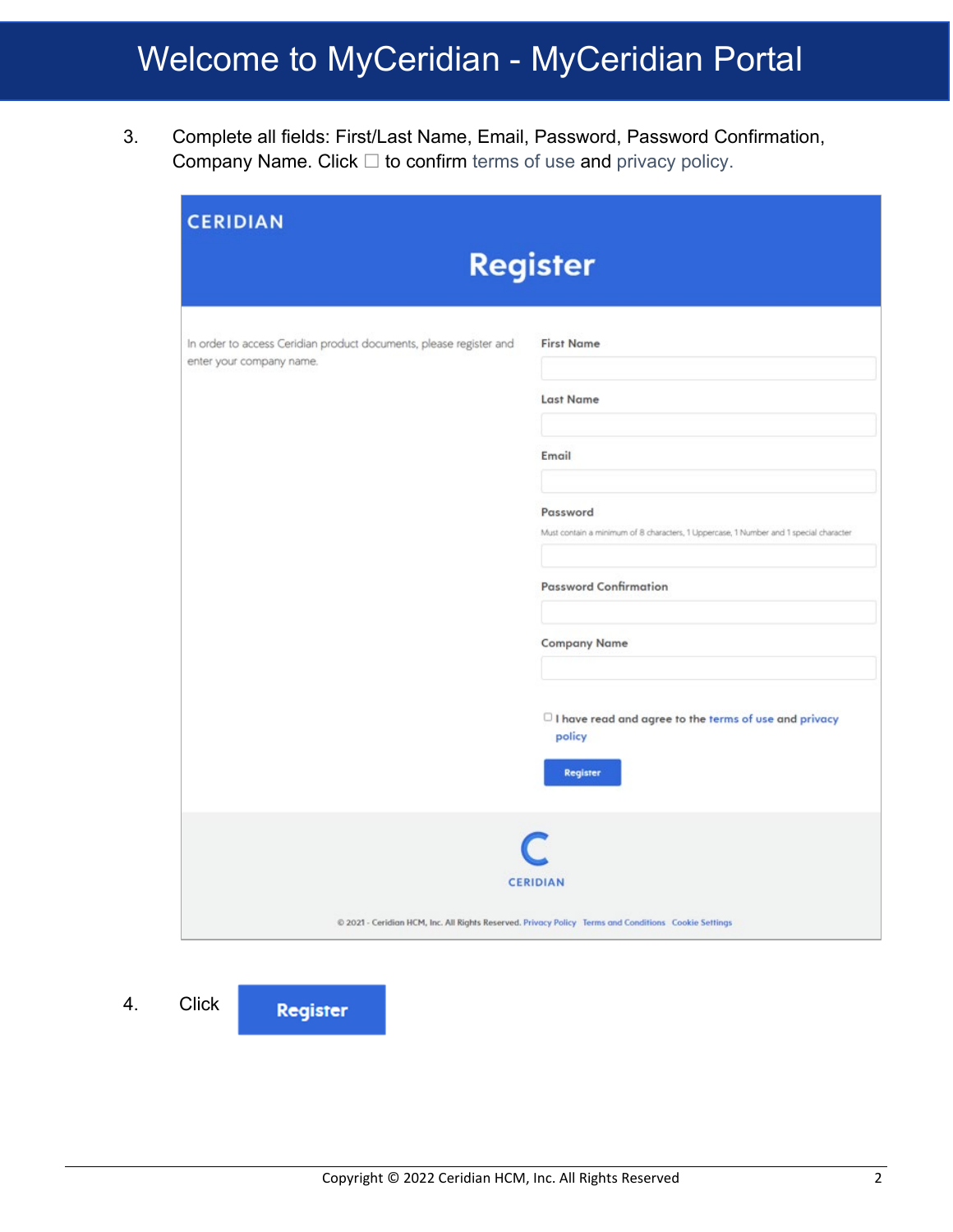# Welcome to MyCeridian - MyCeridian Portal

3. Complete all fields: First/Last Name, Email, Password, Password Confirmation, Company Name. Click ☐ to confirm terms of use and privacy policy.

CERIDIAN

**Register**

In order to access Ceridian product documents, please register and enter your company name.

First Name

Last Name

Email

Password

Must contain a minimum of 8 characters, 1 Uppercase, 1 Number and 1 special character

Password Confirmation

Company Name

☐ I have read and agree to the terms of use and privacy policy

Register

CERIDIAN

© 2021 - Ceridian HCM, Inc. All Rights Reserved. Privacy Policy Terms and Conditions Cookie Settings

4. Click **Register**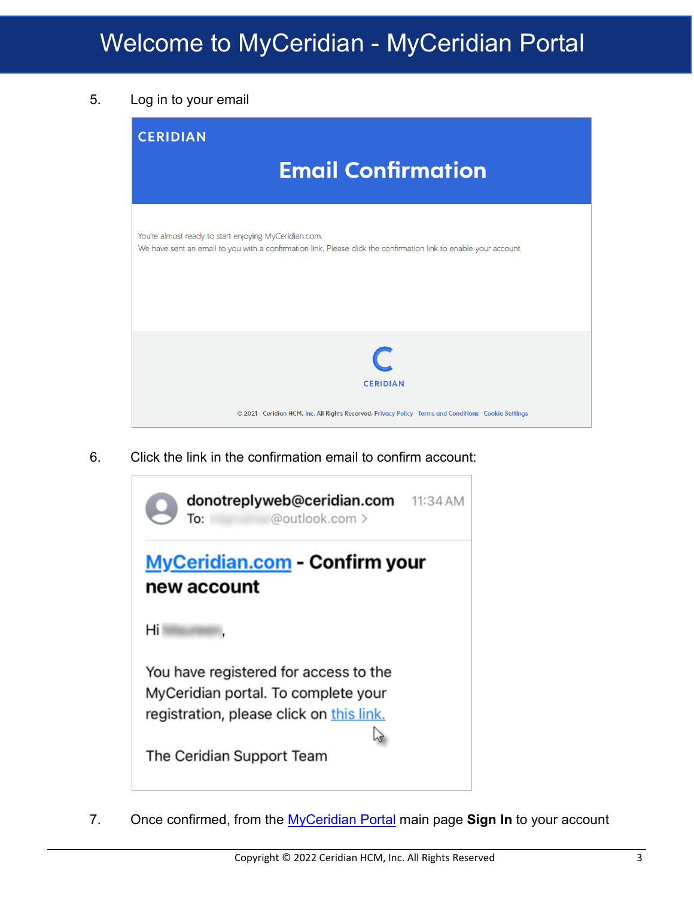# Welcome to MyCeridian - MyCeridian Portal

5. Log in to your email

CERIDIAN

**Email Confirmation**

You're almost ready to start enjoying MyCeridian.com.
We have sent an email to you with a confirmation link. Please click the confirmation link to enable your account.

CERIDIAN

© 2021 - Ceridian HCM, Inc. All Rights Reserved. Privacy Policy Terms and Conditions Cookie Settings

6. Click the link in the confirmation email to confirm account:

**donotreplyweb@ceridian.com** 11:34 AM
To: @outlook.com >

**MyCeridian.com - Confirm your new account**

Hi ,

You have registered for access to the MyCeridian portal. To complete your registration, please click on this link.

The Ceridian Support Team

7. Once confirmed, from the MyCeridian Portal main page **Sign In** to your account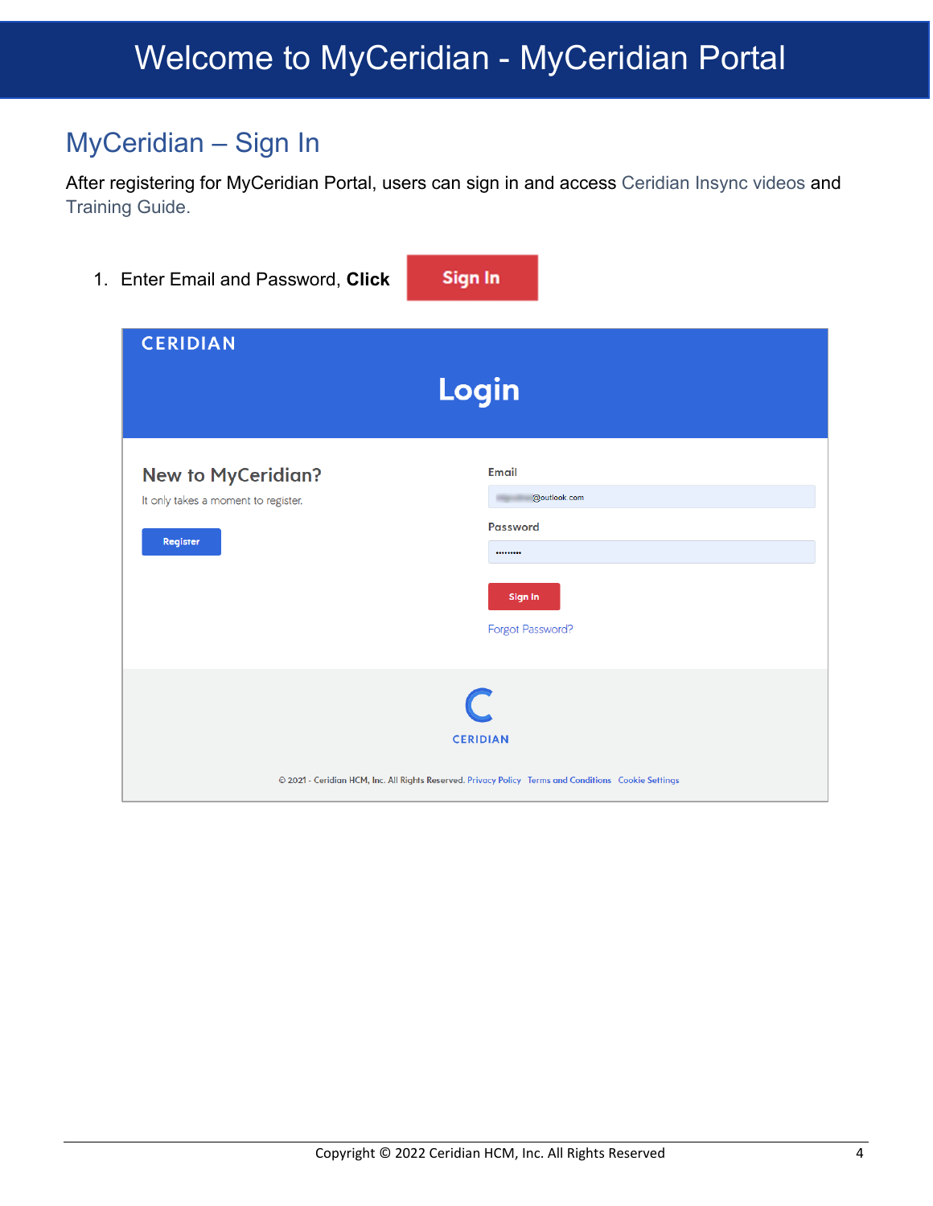# Welcome to MyCeridian - MyCeridian Portal

## MyCeridian – Sign In

After registering for MyCeridian Portal, users can sign in and access Ceridian Insync videos and Training Guide.

1. Enter Email and Password, **Click** Sign In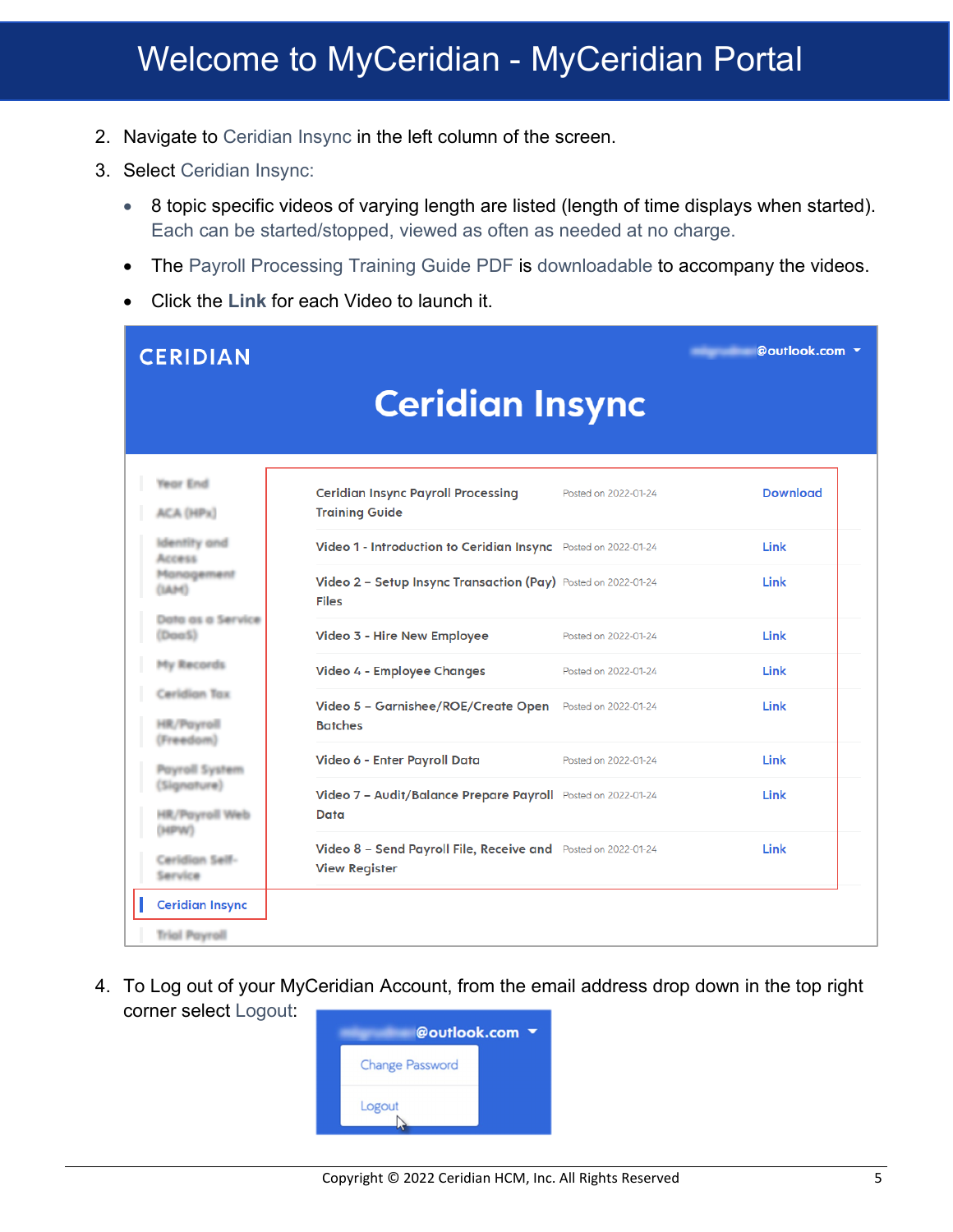# Welcome to MyCeridian - MyCeridian Portal

2. Navigate to Ceridian Insync in the left column of the screen.
3. Select Ceridian Insync:
   - 8 topic specific videos of varying length are listed (length of time displays when started). Each can be started/stopped, viewed as often as needed at no charge.
   - The Payroll Processing Training Guide PDF is downloadable to accompany the videos.
   - Click the **Link** for each Video to launch it.

CERIDIAN

@outlook.com

**Ceridian Insync**

| | | |
|---|---|---|
| Ceridian Insync Payroll Processing Training Guide | Posted on 2022-01-24 | Download |
| Video 1 - Introduction to Ceridian Insync | Posted on 2022-01-24 | Link |
| Video 2 – Setup Insync Transaction (Pay) Files | Posted on 2022-01-24 | Link |
| Video 3 - Hire New Employee | Posted on 2022-01-24 | Link |
| Video 4 - Employee Changes | Posted on 2022-01-24 | Link |
| Video 5 – Garnishee/ROE/Create Open Batches | Posted on 2022-01-24 | Link |
| Video 6 - Enter Payroll Data | Posted on 2022-01-24 | Link |
| Video 7 – Audit/Balance Prepare Payroll Data | Posted on 2022-01-24 | Link |
| Video 8 – Send Payroll File, Receive and View Register | Posted on 2022-01-24 | Link |

Ceridian Insync

4. To Log out of your MyCeridian Account, from the email address drop down in the top right corner select Logout:

@outlook.com

Change Password

Logout

Copyright © 2022 Ceridian HCM, Inc. All Rights Reserved